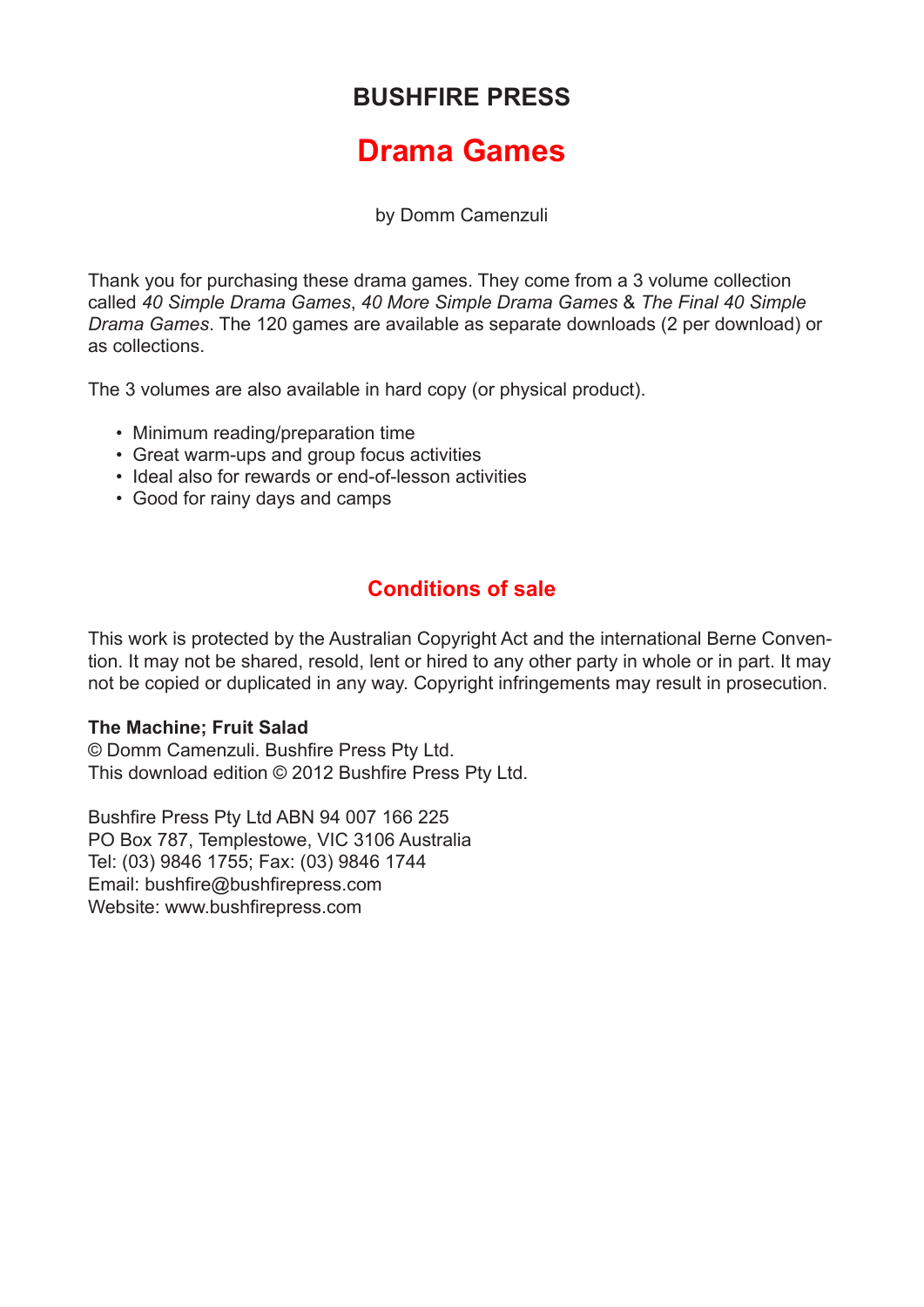# BUSHFIRE PRESS

## Drama Games

by Domm Camenzuli

Thank you for purchasing these drama games. They come from a 3 volume collection called *40 Simple Drama Games*, *40 More Simple Drama Games* & *The Final 40 Simple Drama Games*. The 120 games are available as separate downloads (2 per download) or as collections.

The 3 volumes are also available in hard copy (or physical product).

- Minimum reading/preparation time
- Great warm-ups and group focus activities
- Ideal also for rewards or end-of-lesson activities
- Good for rainy days and camps

### Conditions of sale

This work is protected by the Australian Copyright Act and the international Berne Convention. It may not be shared, resold, lent or hired to any other party in whole or in part. It may not be copied or duplicated in any way. Copyright infringements may result in prosecution.

**The Machine; Fruit Salad**
© Domm Camenzuli. Bushfire Press Pty Ltd.
This download edition © 2012 Bushfire Press Pty Ltd.

Bushfire Press Pty Ltd ABN 94 007 166 225
PO Box 787, Templestowe, VIC 3106 Australia
Tel: (03) 9846 1755; Fax: (03) 9846 1744
Email: bushfire@bushfirepress.com
Website: www.bushfirepress.com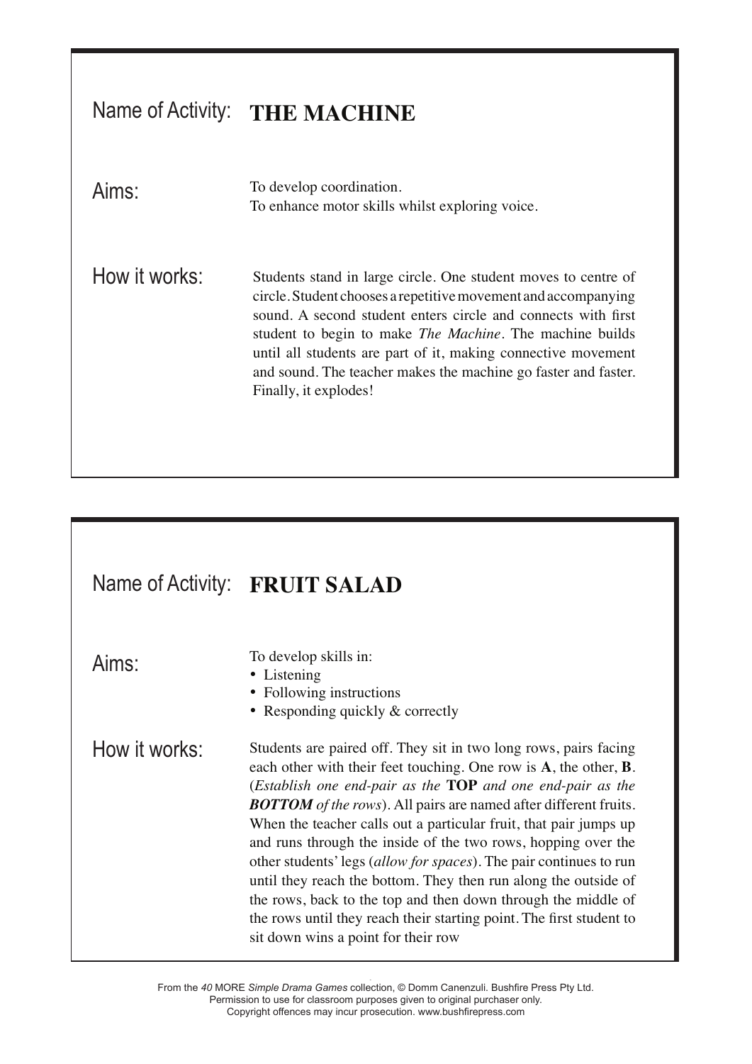**Name of Activity:** **THE MACHINE**

**Aims:**

To develop coordination.
To enhance motor skills whilst exploring voice.

**How it works:**

Students stand in large circle. One student moves to centre of circle. Student chooses a repetitive movement and accompanying sound. A second student enters circle and connects with first student to begin to make *The Machine*. The machine builds until all students are part of it, making connective movement and sound. The teacher makes the machine go faster and faster. Finally, it explodes!

---

**Name of Activity:** **FRUIT SALAD**

**Aims:**

To develop skills in:

- Listening
- Following instructions
- Responding quickly & correctly

**How it works:**

Students are paired off. They sit in two long rows, pairs facing each other with their feet touching. One row is **A**, the other, **B**. (*Establish one end-pair as the* **TOP** *and one end-pair as the* ***BOTTOM*** *of the rows*). All pairs are named after different fruits. When the teacher calls out a particular fruit, that pair jumps up and runs through the inside of the two rows, hopping over the other students' legs (*allow for spaces*). The pair continues to run until they reach the bottom. They then run along the outside of the rows, back to the top and then down through the middle of the rows until they reach their starting point. The first student to sit down wins a point for their row

From the *40* MORE *Simple Drama Games* collection, © Domm Canenzuli. Bushfire Press Pty Ltd.
Permission to use for classroom purposes given to original purchaser only.
Copyright offences may incur prosecution. www.bushfirepress.com